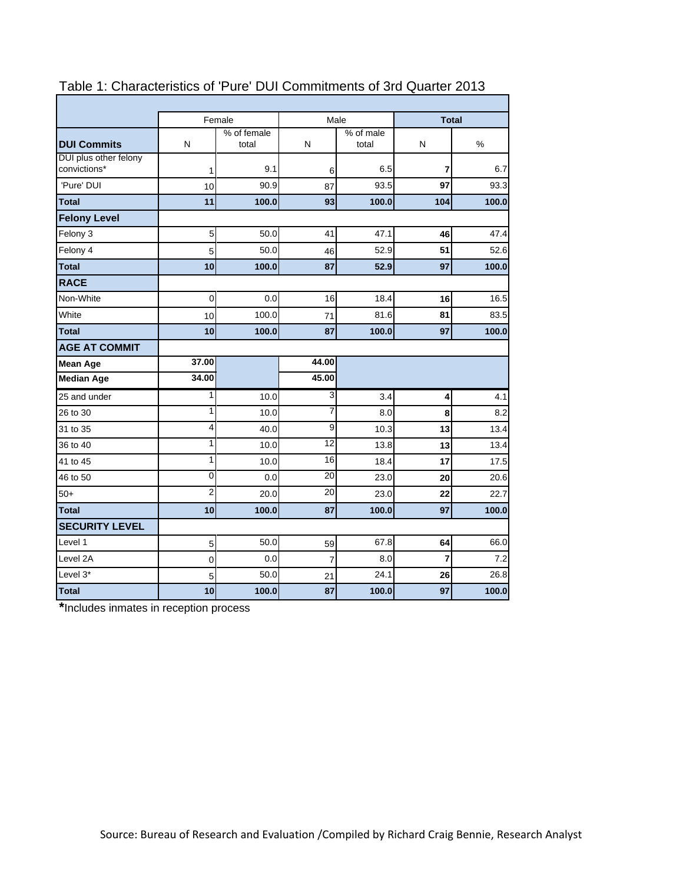# Table 1: Characteristics of 'Pure' DUI Commitments of 3rd Quarter 2013

| | Female | | Male | | **Total** | |
|---|---|---|---|---|---|---|
| **DUI Commits** | N | % of female total | N | % of male total | N | % |
| DUI plus other felony convictions* | 1 | 9.1 | 6 | 6.5 | **7** | 6.7 |
| 'Pure' DUI | 10 | 90.9 | 87 | 93.5 | **97** | 93.3 |
| **Total** | **11** | **100.0** | **93** | **100.0** | **104** | **100.0** |
| **Felony Level** | | | | | | |
| Felony 3 | 5 | 50.0 | 41 | 47.1 | **46** | 47.4 |
| Felony 4 | 5 | 50.0 | 46 | 52.9 | **51** | 52.6 |
| **Total** | **10** | **100.0** | **87** | **52.9** | **97** | **100.0** |
| **RACE** | | | | | | |
| Non-White | 0 | 0.0 | 16 | 18.4 | **16** | 16.5 |
| White | 10 | 100.0 | 71 | 81.6 | **81** | 83.5 |
| **Total** | **10** | **100.0** | **87** | **100.0** | **97** | **100.0** |
| **AGE AT COMMIT** | | | | | | |
| **Mean Age** | **37.00** | | **44.00** | | | |
| **Median Age** | **34.00** | | **45.00** | | | |
| 25 and under | 1 | 10.0 | 3 | 3.4 | **4** | 4.1 |
| 26 to 30 | 1 | 10.0 | 7 | 8.0 | **8** | 8.2 |
| 31 to 35 | 4 | 40.0 | 9 | 10.3 | **13** | 13.4 |
| 36 to 40 | 1 | 10.0 | 12 | 13.8 | **13** | 13.4 |
| 41 to 45 | 1 | 10.0 | 16 | 18.4 | **17** | 17.5 |
| 46 to 50 | 0 | 0.0 | 20 | 23.0 | **20** | 20.6 |
| 50+ | 2 | 20.0 | 20 | 23.0 | **22** | 22.7 |
| **Total** | **10** | **100.0** | **87** | **100.0** | **97** | **100.0** |
| **SECURITY LEVEL** | | | | | | |
| Level 1 | 5 | 50.0 | 59 | 67.8 | **64** | 66.0 |
| Level 2A | 0 | 0.0 | 7 | 8.0 | **7** | 7.2 |
| Level 3* | 5 | 50.0 | 21 | 24.1 | **26** | 26.8 |
| **Total** | **10** | **100.0** | **87** | **100.0** | **97** | **100.0** |

***Includes inmates in reception process

Source: Bureau of Research and Evaluation /Compiled by Richard Craig Bennie, Research Analyst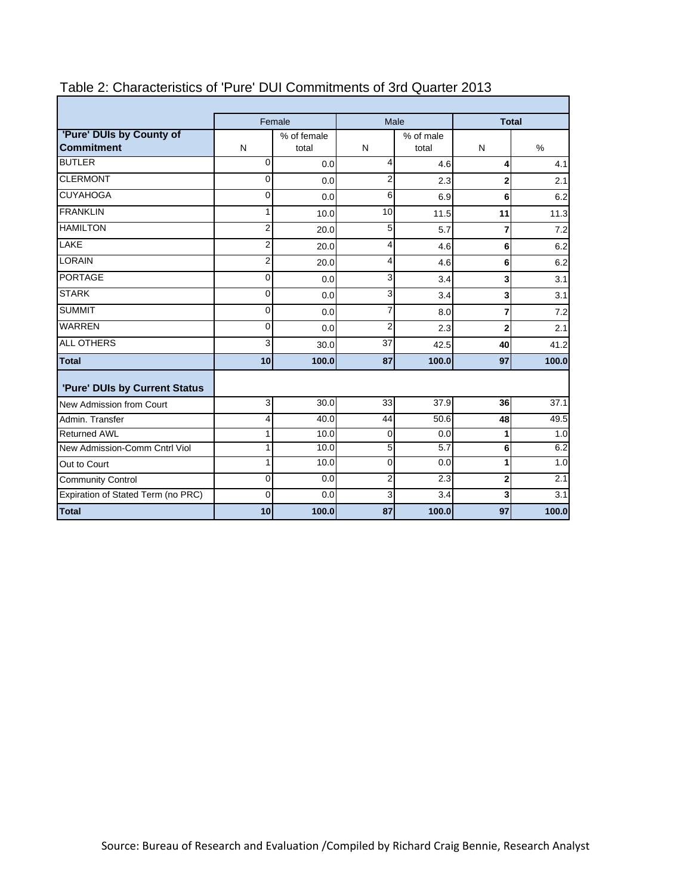## Table 2: Characteristics of 'Pure' DUI Commitments of 3rd Quarter 2013

| | Female | | Male | | **Total** | |
|---|---|---|---|---|---|---|
| **'Pure' DUIs by County of Commitment** | N | % of female total | N | % of male total | N | % |
| BUTLER | 0 | 0.0 | 4 | 4.6 | **4** | 4.1 |
| CLERMONT | 0 | 0.0 | 2 | 2.3 | **2** | 2.1 |
| CUYAHOGA | 0 | 0.0 | 6 | 6.9 | **6** | 6.2 |
| FRANKLIN | 1 | 10.0 | 10 | 11.5 | **11** | 11.3 |
| HAMILTON | 2 | 20.0 | 5 | 5.7 | **7** | 7.2 |
| LAKE | 2 | 20.0 | 4 | 4.6 | **6** | 6.2 |
| LORAIN | 2 | 20.0 | 4 | 4.6 | **6** | 6.2 |
| PORTAGE | 0 | 0.0 | 3 | 3.4 | **3** | 3.1 |
| STARK | 0 | 0.0 | 3 | 3.4 | **3** | 3.1 |
| SUMMIT | 0 | 0.0 | 7 | 8.0 | **7** | 7.2 |
| WARREN | 0 | 0.0 | 2 | 2.3 | **2** | 2.1 |
| ALL OTHERS | 3 | 30.0 | 37 | 42.5 | **40** | 41.2 |
| **Total** | **10** | **100.0** | **87** | **100.0** | **97** | **100.0** |
| **'Pure' DUIs by Current Status** | | | | | | |
| New Admission from Court | 3 | 30.0 | 33 | 37.9 | **36** | 37.1 |
| Admin. Transfer | 4 | 40.0 | 44 | 50.6 | **48** | 49.5 |
| Returned AWL | 1 | 10.0 | 0 | 0.0 | **1** | 1.0 |
| New Admission-Comm Cntrl Viol | 1 | 10.0 | 5 | 5.7 | **6** | 6.2 |
| Out to Court | 1 | 10.0 | 0 | 0.0 | **1** | 1.0 |
| Community Control | 0 | 0.0 | 2 | 2.3 | **2** | 2.1 |
| Expiration of Stated Term (no PRC) | 0 | 0.0 | 3 | 3.4 | **3** | 3.1 |
| **Total** | **10** | **100.0** | **87** | **100.0** | **97** | **100.0** |

Source: Bureau of Research and Evaluation /Compiled by Richard Craig Bennie, Research Analyst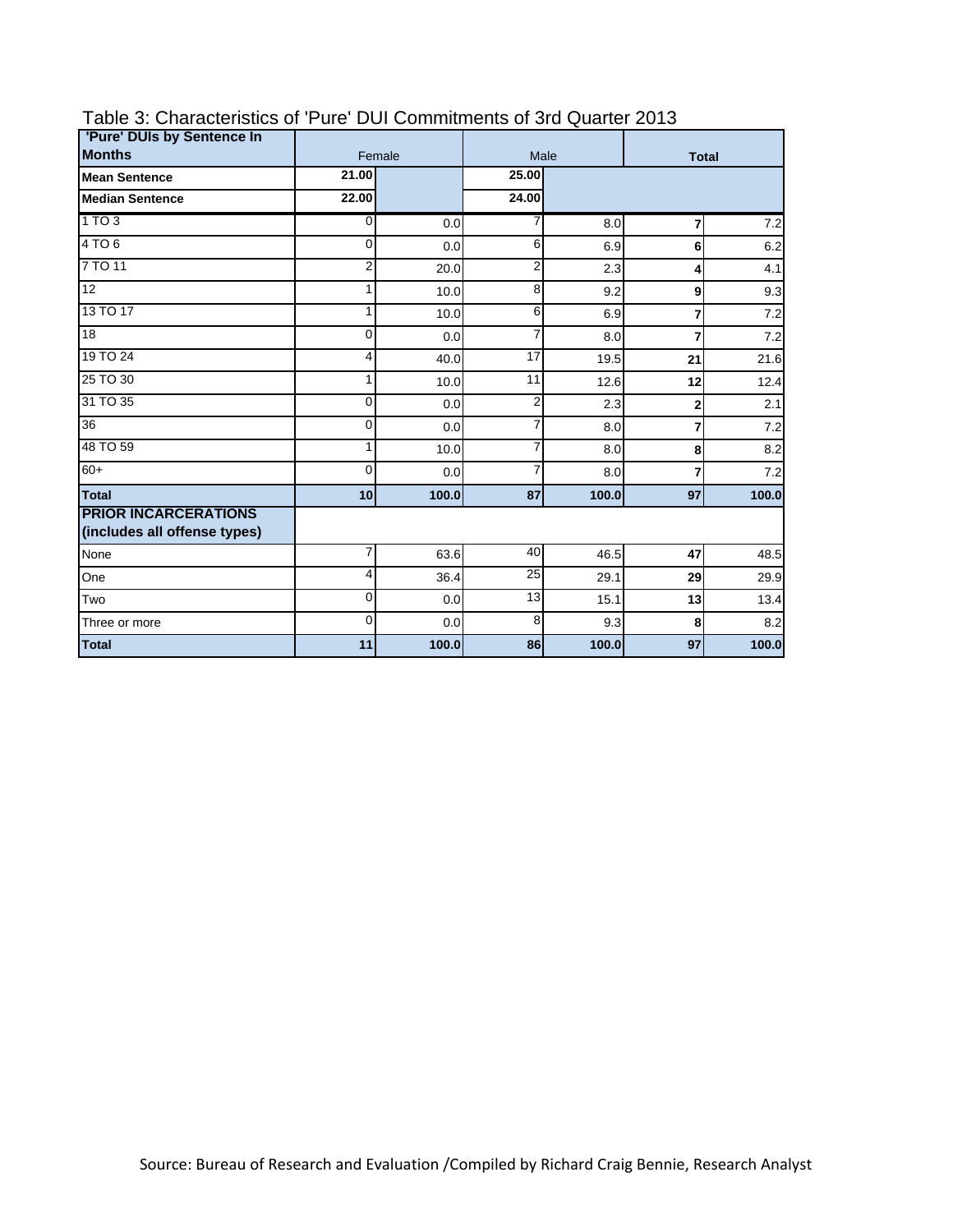Table 3: Characteristics of 'Pure' DUI Commitments of 3rd Quarter 2013

| 'Pure' DUIs by Sentence In Months | Female | | Male | | **Total** | |
|---|---|---|---|---|---|---|
| **Mean Sentence** | **21.00** | | **25.00** | | | |
| **Median Sentence** | **22.00** | | **24.00** | | | |
| 1 TO 3 | 0 | 0.0 | 7 | 8.0 | **7** | 7.2 |
| 4 TO 6 | 0 | 0.0 | 6 | 6.9 | **6** | 6.2 |
| 7 TO 11 | 2 | 20.0 | 2 | 2.3 | **4** | 4.1 |
| 12 | 1 | 10.0 | 8 | 9.2 | **9** | 9.3 |
| 13 TO 17 | 1 | 10.0 | 6 | 6.9 | **7** | 7.2 |
| 18 | 0 | 0.0 | 7 | 8.0 | **7** | 7.2 |
| 19 TO 24 | 4 | 40.0 | 17 | 19.5 | **21** | 21.6 |
| 25 TO 30 | 1 | 10.0 | 11 | 12.6 | **12** | 12.4 |
| 31 TO 35 | 0 | 0.0 | 2 | 2.3 | **2** | 2.1 |
| 36 | 0 | 0.0 | 7 | 8.0 | **7** | 7.2 |
| 48 TO 59 | 1 | 10.0 | 7 | 8.0 | **8** | 8.2 |
| 60+ | 0 | 0.0 | 7 | 8.0 | **7** | 7.2 |
| **Total** | **10** | **100.0** | **87** | **100.0** | **97** | **100.0** |
| **PRIOR INCARCERATIONS (includes all offense types)** | | | | | | |
| None | 7 | 63.6 | 40 | 46.5 | **47** | 48.5 |
| One | 4 | 36.4 | 25 | 29.1 | **29** | 29.9 |
| Two | 0 | 0.0 | 13 | 15.1 | **13** | 13.4 |
| Three or more | 0 | 0.0 | 8 | 9.3 | **8** | 8.2 |
| **Total** | **11** | **100.0** | **86** | **100.0** | **97** | **100.0** |

Source: Bureau of Research and Evaluation /Compiled by Richard Craig Bennie, Research Analyst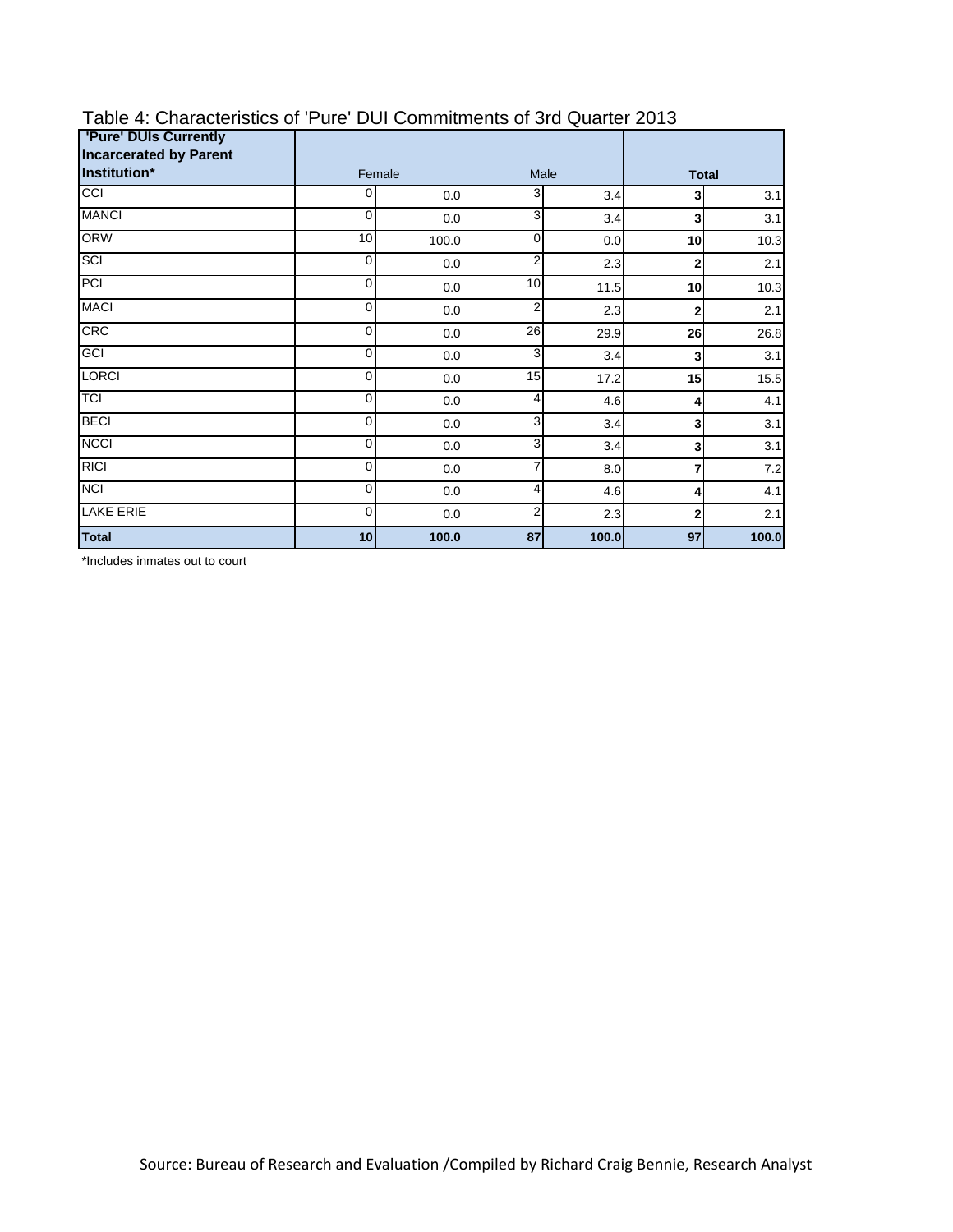Table 4: Characteristics of 'Pure' DUI Commitments of 3rd Quarter 2013

| 'Pure' DUIs Currently Incarcerated by Parent Institution* | Female | | Male | | Total | |
|---|---|---|---|---|---|---|
| CCI | 0 | 0.0 | 3 | 3.4 | **3** | 3.1 |
| MANCI | 0 | 0.0 | 3 | 3.4 | **3** | 3.1 |
| ORW | 10 | 100.0 | 0 | 0.0 | **10** | 10.3 |
| SCI | 0 | 0.0 | 2 | 2.3 | **2** | 2.1 |
| PCI | 0 | 0.0 | 10 | 11.5 | **10** | 10.3 |
| MACI | 0 | 0.0 | 2 | 2.3 | **2** | 2.1 |
| CRC | 0 | 0.0 | 26 | 29.9 | **26** | 26.8 |
| GCI | 0 | 0.0 | 3 | 3.4 | **3** | 3.1 |
| LORCI | 0 | 0.0 | 15 | 17.2 | **15** | 15.5 |
| TCI | 0 | 0.0 | 4 | 4.6 | **4** | 4.1 |
| BECI | 0 | 0.0 | 3 | 3.4 | **3** | 3.1 |
| NCCI | 0 | 0.0 | 3 | 3.4 | **3** | 3.1 |
| RICI | 0 | 0.0 | 7 | 8.0 | **7** | 7.2 |
| NCI | 0 | 0.0 | 4 | 4.6 | **4** | 4.1 |
| LAKE ERIE | 0 | 0.0 | 2 | 2.3 | **2** | 2.1 |
| **Total** | **10** | **100.0** | **87** | **100.0** | **97** | **100.0** |

*Includes inmates out to court

Source: Bureau of Research and Evaluation /Compiled by Richard Craig Bennie, Research Analyst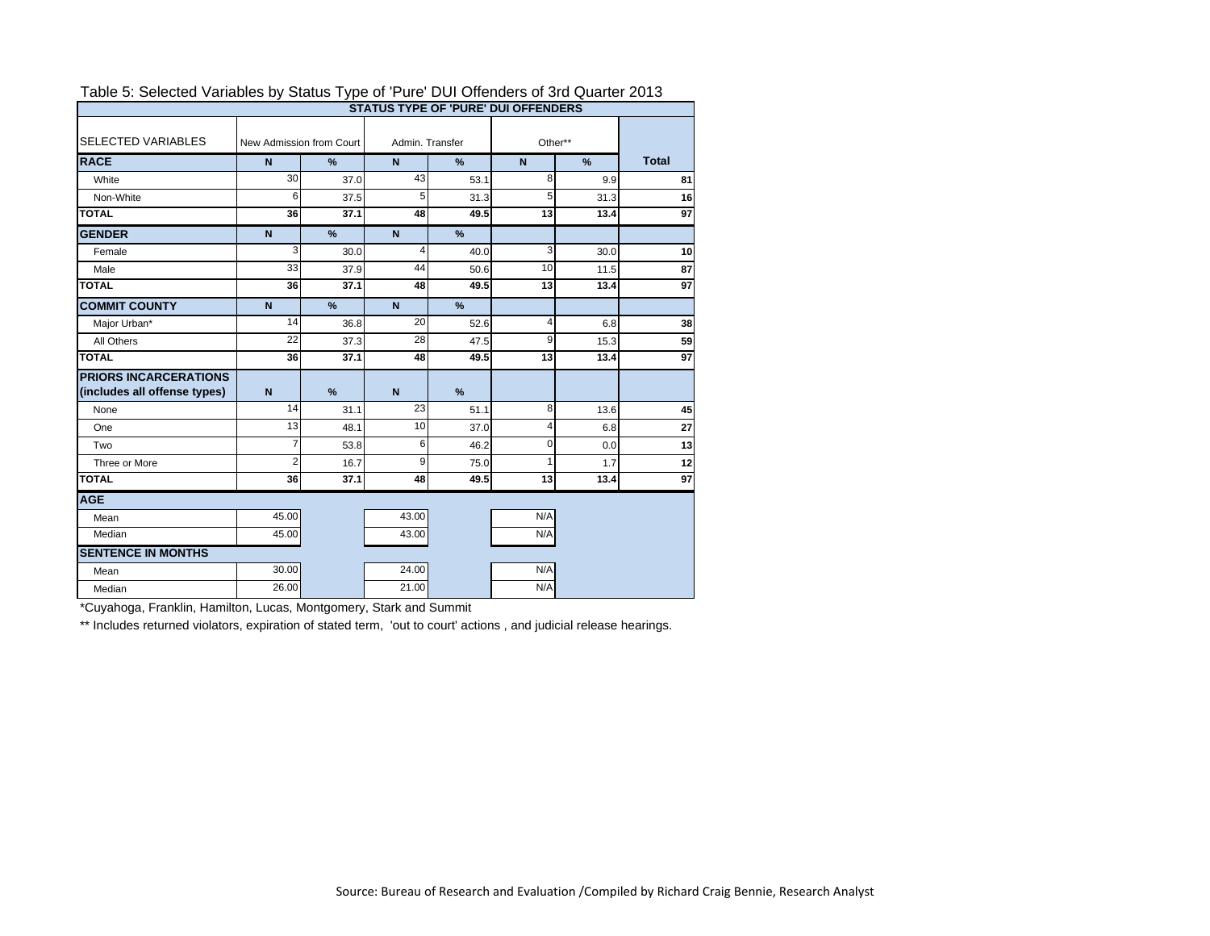Table 5: Selected Variables by Status Type of 'Pure' DUI Offenders of 3rd Quarter 2013

| SELECTED VARIABLES | STATUS TYPE OF 'PURE' DUI OFFENDERS | | | | | | |
|---|---|---|---|---|---|---|---|
| | New Admission from Court | | Admin. Transfer | | Other** | | |
| **RACE** | **N** | **%** | **N** | **%** | **N** | **%** | **Total** |
| White | 30 | 37.0 | 43 | 53.1 | 8 | 9.9 | **81** |
| Non-White | 6 | 37.5 | 5 | 31.3 | 5 | 31.3 | **16** |
| **TOTAL** | **36** | **37.1** | **48** | **49.5** | **13** | **13.4** | **97** |
| **GENDER** | **N** | **%** | **N** | **%** | | | |
| Female | 3 | 30.0 | 4 | 40.0 | 3 | 30.0 | **10** |
| Male | 33 | 37.9 | 44 | 50.6 | 10 | 11.5 | **87** |
| **TOTAL** | **36** | **37.1** | **48** | **49.5** | **13** | **13.4** | **97** |
| **COMMIT COUNTY** | **N** | **%** | **N** | **%** | | | |
| Major Urban* | 14 | 36.8 | 20 | 52.6 | 4 | 6.8 | **38** |
| All Others | 22 | 37.3 | 28 | 47.5 | 9 | 15.3 | **59** |
| **TOTAL** | **36** | **37.1** | **48** | **49.5** | **13** | **13.4** | **97** |
| **PRIORS INCARCERATIONS (includes all offense types)** | **N** | **%** | **N** | **%** | | | |
| None | 14 | 31.1 | 23 | 51.1 | 8 | 13.6 | **45** |
| One | 13 | 48.1 | 10 | 37.0 | 4 | 6.8 | **27** |
| Two | 7 | 53.8 | 6 | 46.2 | 0 | 0.0 | **13** |
| Three or More | 2 | 16.7 | 9 | 75.0 | 1 | 1.7 | **12** |
| **TOTAL** | **36** | **37.1** | **48** | **49.5** | **13** | **13.4** | **97** |
| **AGE** | | | | | | | |
| Mean | 45.00 | | 43.00 | | N/A | | |
| Median | 45.00 | | 43.00 | | N/A | | |
| **SENTENCE IN MONTHS** | | | | | | | |
| Mean | 30.00 | | 24.00 | | N/A | | |
| Median | 26.00 | | 21.00 | | N/A | | |

*Cuyahoga, Franklin, Hamilton, Lucas, Montgomery, Stark and Summit

** Includes returned violators, expiration of stated term, 'out to court' actions , and judicial release hearings.

Source: Bureau of Research and Evaluation /Compiled by Richard Craig Bennie, Research Analyst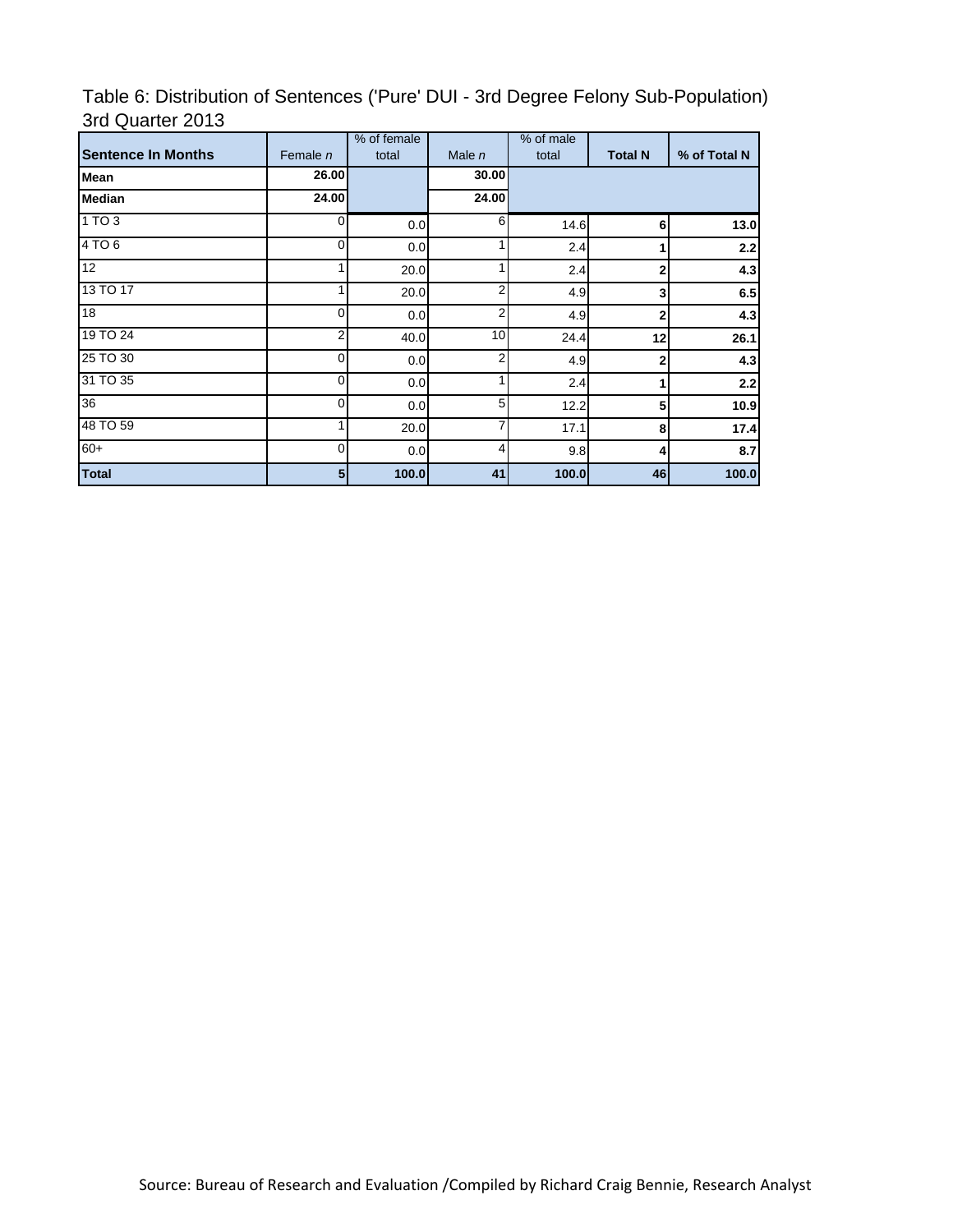Table 6: Distribution of Sentences ('Pure' DUI - 3rd Degree Felony Sub-Population) 3rd Quarter 2013

| Sentence In Months | Female *n* | % of female total | Male *n* | % of male total | Total N | % of Total N |
|---|---|---|---|---|---|---|
| **Mean** | **26.00** | | **30.00** | | | |
| **Median** | **24.00** | | **24.00** | | | |
| 1 TO 3 | 0 | 0.0 | 6 | 14.6 | **6** | **13.0** |
| 4 TO 6 | 0 | 0.0 | 1 | 2.4 | **1** | **2.2** |
| 12 | 1 | 20.0 | 1 | 2.4 | **2** | **4.3** |
| 13 TO 17 | 1 | 20.0 | 2 | 4.9 | **3** | **6.5** |
| 18 | 0 | 0.0 | 2 | 4.9 | **2** | **4.3** |
| 19 TO 24 | 2 | 40.0 | 10 | 24.4 | **12** | **26.1** |
| 25 TO 30 | 0 | 0.0 | 2 | 4.9 | **2** | **4.3** |
| 31 TO 35 | 0 | 0.0 | 1 | 2.4 | **1** | **2.2** |
| 36 | 0 | 0.0 | 5 | 12.2 | **5** | **10.9** |
| 48 TO 59 | 1 | 20.0 | 7 | 17.1 | **8** | **17.4** |
| 60+ | 0 | 0.0 | 4 | 9.8 | **4** | **8.7** |
| **Total** | **5** | **100.0** | **41** | **100.0** | **46** | **100.0** |

Source: Bureau of Research and Evaluation /Compiled by Richard Craig Bennie, Research Analyst